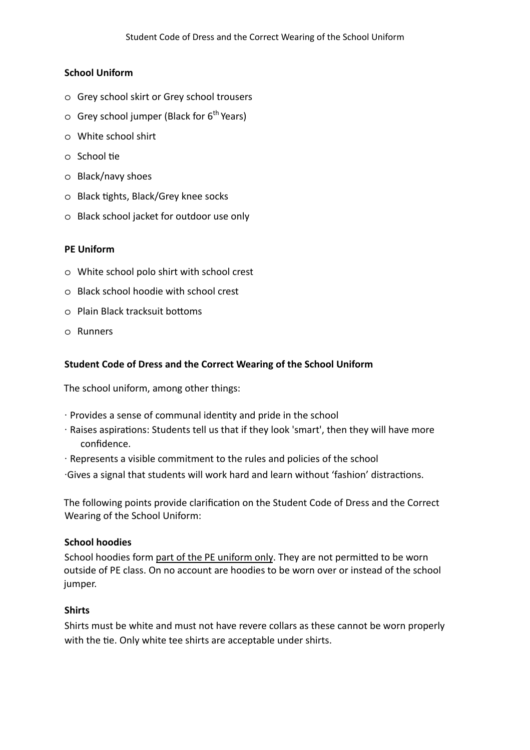### School Uniform

- Grey school skirt or Grey school trousers
- Grey school jumper (Black for 6th Years)
- White school shirt
- School tie
- Black/navy shoes
- Black tights, Black/Grey knee socks
- Black school jacket for outdoor use only

### PE Uniform

- White school polo shirt with school crest
- Black school hoodie with school crest
- Plain Black tracksuit bottoms
- Runners

### Student Code of Dress and the Correct Wearing of the School Uniform

The school uniform, among other things:

- Provides a sense of communal identity and pride in the school
- Raises aspirations: Students tell us that if they look 'smart', then they will have more confidence.
- Represents a visible commitment to the rules and policies of the school
- Gives a signal that students will work hard and learn without 'fashion' distractions.

The following points provide clarification on the Student Code of Dress and the Correct Wearing of the School Uniform:

**School hoodies**

School hoodies form <u>part of the PE uniform only</u>. They are not permitted to be worn outside of PE class. On no account are hoodies to be worn over or instead of the school jumper.

**Shirts**

Shirts must be white and must not have revere collars as these cannot be worn properly with the tie. Only white tee shirts are acceptable under shirts.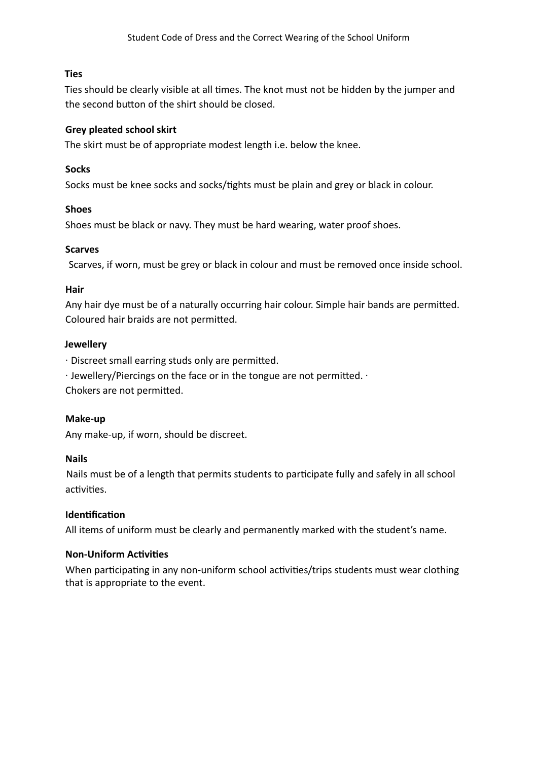**Ties**

Ties should be clearly visible at all times. The knot must not be hidden by the jumper and the second button of the shirt should be closed.

**Grey pleated school skirt**

The skirt must be of appropriate modest length i.e. below the knee.

**Socks**

Socks must be knee socks and socks/tights must be plain and grey or black in colour.

**Shoes**

Shoes must be black or navy. They must be hard wearing, water proof shoes.

**Scarves**

Scarves, if worn, must be grey or black in colour and must be removed once inside school.

**Hair**

Any hair dye must be of a naturally occurring hair colour. Simple hair bands are permitted. Coloured hair braids are not permitted.

**Jewellery**

· Discreet small earring studs only are permitted.

· Jewellery/Piercings on the face or in the tongue are not permitted. ·
Chokers are not permitted.

**Make-up**

Any make-up, if worn, should be discreet.

**Nails**

Nails must be of a length that permits students to participate fully and safely in all school activities.

**Identification**

All items of uniform must be clearly and permanently marked with the student's name.

**Non-Uniform Activities**

When participating in any non-uniform school activities/trips students must wear clothing that is appropriate to the event.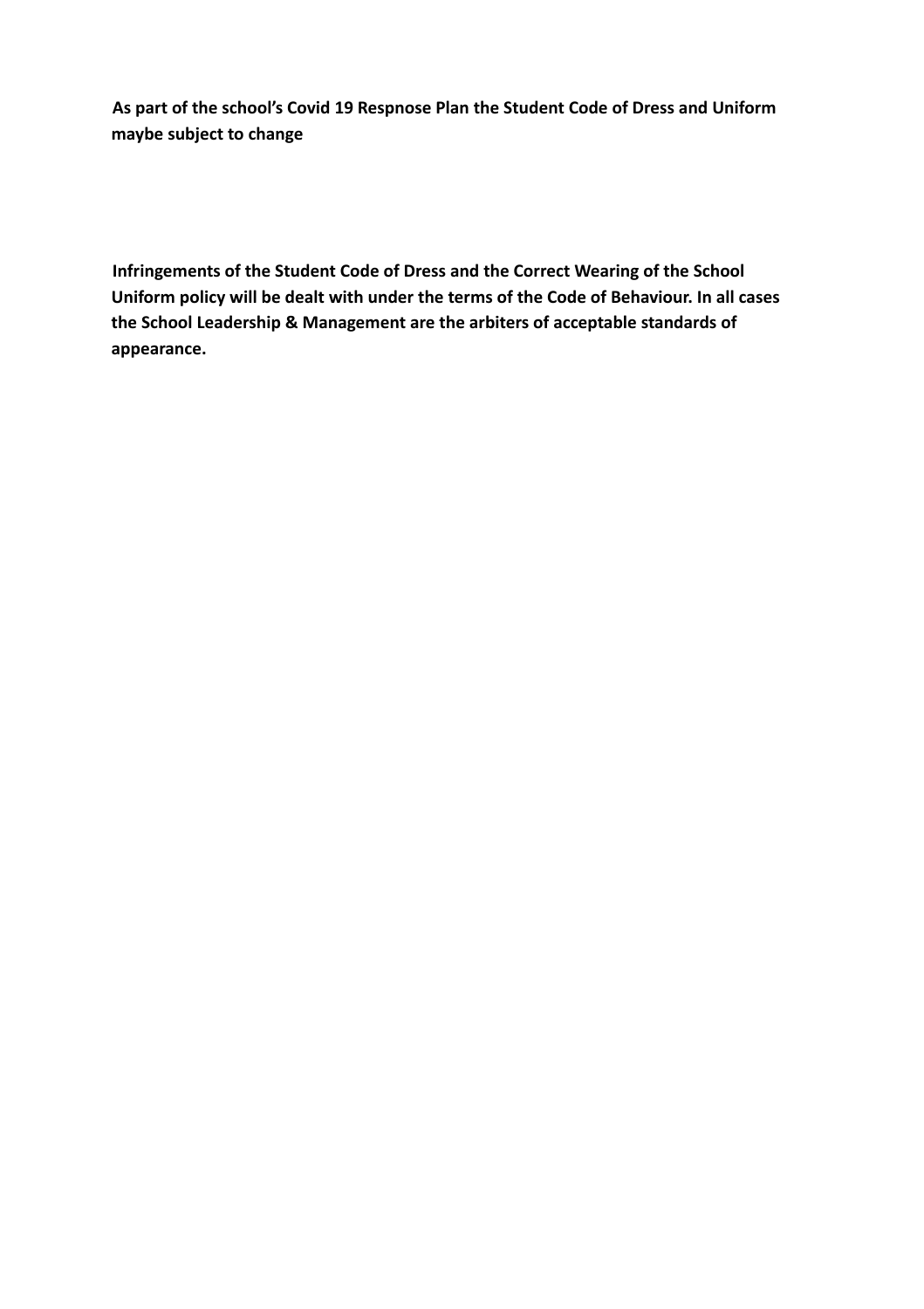**As part of the school's Covid 19 Respnose Plan the Student Code of Dress and Uniform maybe subject to change**

**Infringements of the Student Code of Dress and the Correct Wearing of the School Uniform policy will be dealt with under the terms of the Code of Behaviour. In all cases the School Leadership & Management are the arbiters of acceptable standards of appearance.**